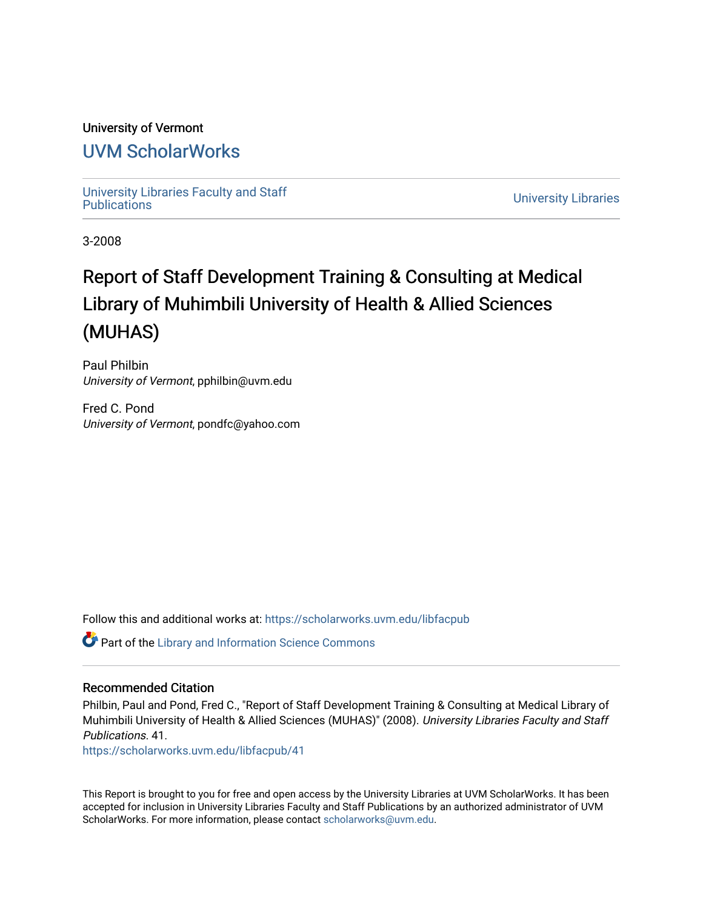University of Vermont

## UVM ScholarWorks

University Libraries Faculty and Staff Publications | University Libraries

3-2008

# Report of Staff Development Training & Consulting at Medical Library of Muhimbili University of Health & Allied Sciences (MUHAS)

Paul Philbin
*University of Vermont*, pphilbin@uvm.edu

Fred C. Pond
*University of Vermont*, pondfc@yahoo.com

Follow this and additional works at: https://scholarworks.uvm.edu/libfacpub

Part of the Library and Information Science Commons

### Recommended Citation

Philbin, Paul and Pond, Fred C., "Report of Staff Development Training & Consulting at Medical Library of Muhimbili University of Health & Allied Sciences (MUHAS)" (2008). *University Libraries Faculty and Staff Publications*. 41.
https://scholarworks.uvm.edu/libfacpub/41

This Report is brought to you for free and open access by the University Libraries at UVM ScholarWorks. It has been accepted for inclusion in University Libraries Faculty and Staff Publications by an authorized administrator of UVM ScholarWorks. For more information, please contact scholarworks@uvm.edu.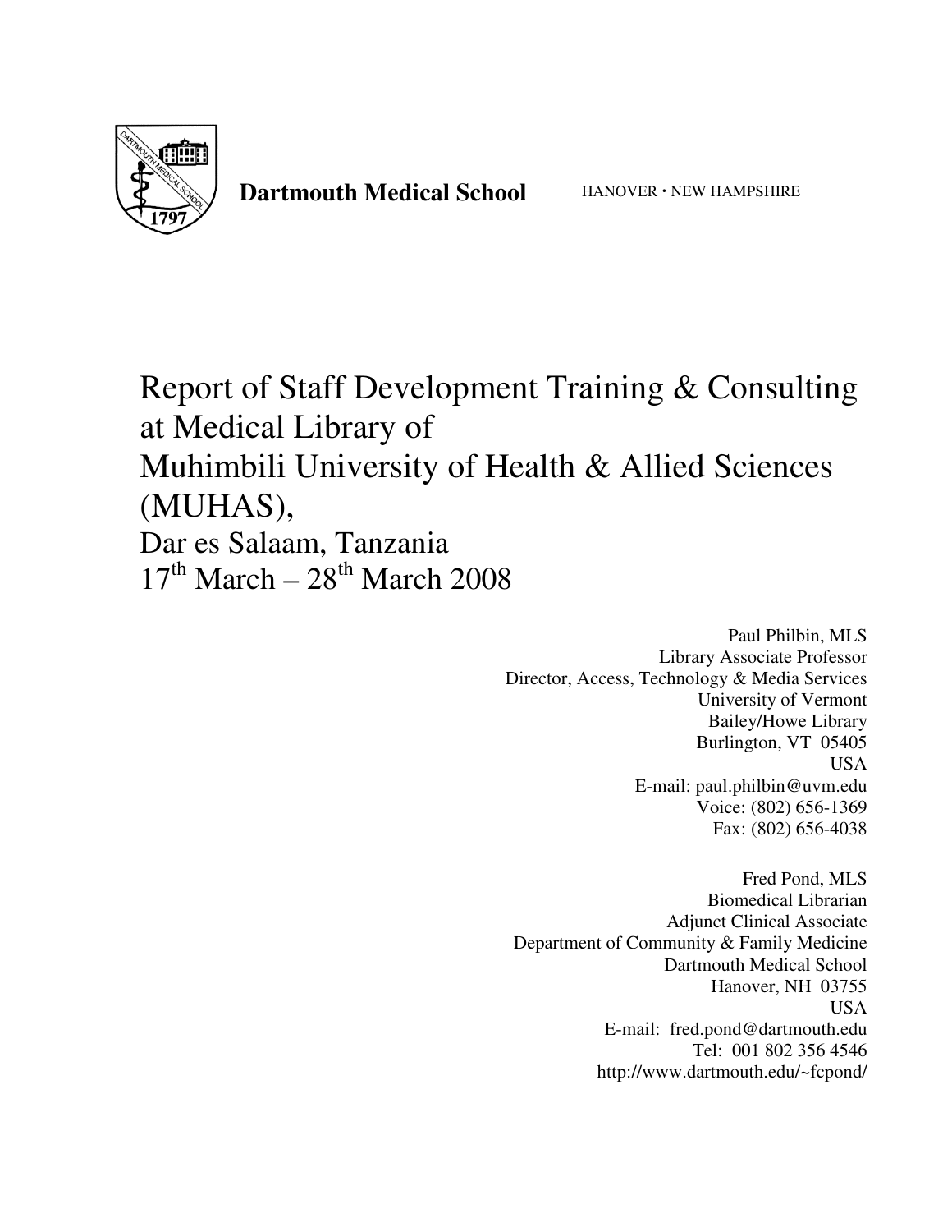**Dartmouth Medical School** HANOVER • NEW HAMPSHIRE

# Report of Staff Development Training & Consulting at Medical Library of Muhimbili University of Health & Allied Sciences (MUHAS), Dar es Salaam, Tanzania 17th March – 28th March 2008

Paul Philbin, MLS
Library Associate Professor
Director, Access, Technology & Media Services
University of Vermont
Bailey/Howe Library
Burlington, VT 05405
USA
E-mail: paul.philbin@uvm.edu
Voice: (802) 656-1369
Fax: (802) 656-4038

Fred Pond, MLS
Biomedical Librarian
Adjunct Clinical Associate
Department of Community & Family Medicine
Dartmouth Medical School
Hanover, NH 03755
USA
E-mail: fred.pond@dartmouth.edu
Tel: 001 802 356 4546
http://www.dartmouth.edu/~fcpond/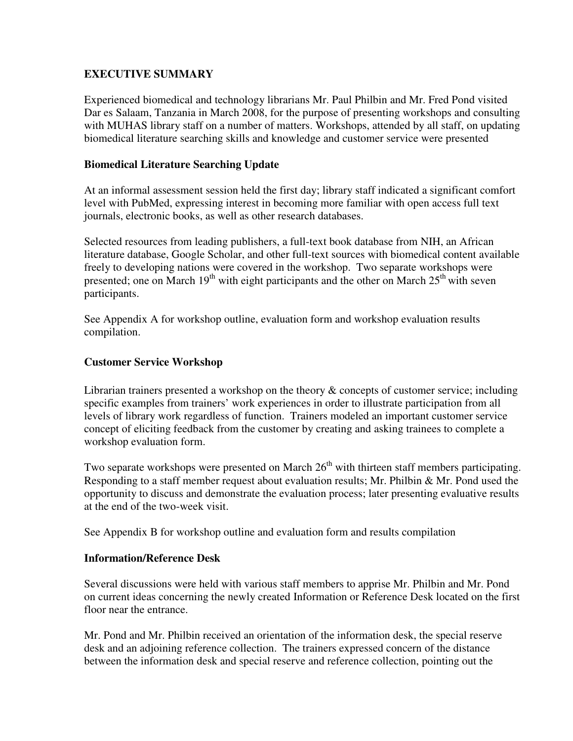## EXECUTIVE SUMMARY

Experienced biomedical and technology librarians Mr. Paul Philbin and Mr. Fred Pond visited Dar es Salaam, Tanzania in March 2008, for the purpose of presenting workshops and consulting with MUHAS library staff on a number of matters. Workshops, attended by all staff, on updating biomedical literature searching skills and knowledge and customer service were presented

### Biomedical Literature Searching Update

At an informal assessment session held the first day; library staff indicated a significant comfort level with PubMed, expressing interest in becoming more familiar with open access full text journals, electronic books, as well as other research databases.

Selected resources from leading publishers, a full-text book database from NIH, an African literature database, Google Scholar, and other full-text sources with biomedical content available freely to developing nations were covered in the workshop. Two separate workshops were presented; one on March 19th with eight participants and the other on March 25th with seven participants.

See Appendix A for workshop outline, evaluation form and workshop evaluation results compilation.

### Customer Service Workshop

Librarian trainers presented a workshop on the theory & concepts of customer service; including specific examples from trainers' work experiences in order to illustrate participation from all levels of library work regardless of function. Trainers modeled an important customer service concept of eliciting feedback from the customer by creating and asking trainees to complete a workshop evaluation form.

Two separate workshops were presented on March 26th with thirteen staff members participating. Responding to a staff member request about evaluation results; Mr. Philbin & Mr. Pond used the opportunity to discuss and demonstrate the evaluation process; later presenting evaluative results at the end of the two-week visit.

See Appendix B for workshop outline and evaluation form and results compilation

### Information/Reference Desk

Several discussions were held with various staff members to apprise Mr. Philbin and Mr. Pond on current ideas concerning the newly created Information or Reference Desk located on the first floor near the entrance.

Mr. Pond and Mr. Philbin received an orientation of the information desk, the special reserve desk and an adjoining reference collection. The trainers expressed concern of the distance between the information desk and special reserve and reference collection, pointing out the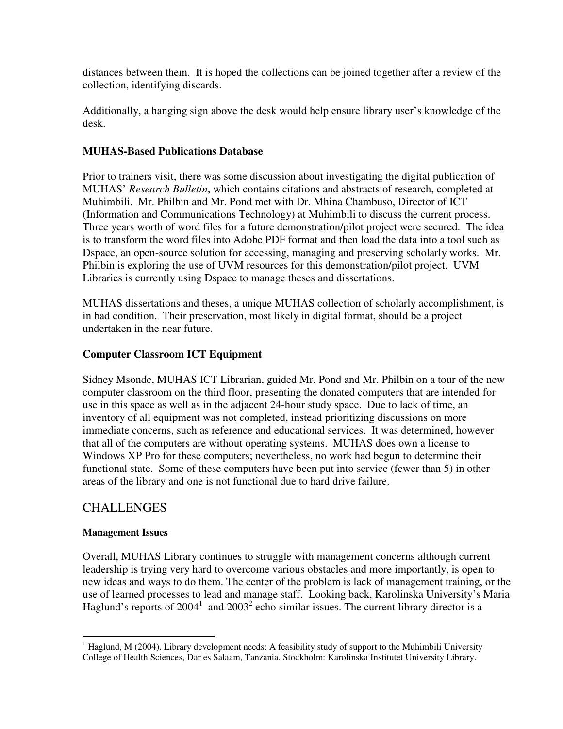distances between them. It is hoped the collections can be joined together after a review of the collection, identifying discards.

Additionally, a hanging sign above the desk would help ensure library user's knowledge of the desk.

### MUHAS-Based Publications Database

Prior to trainers visit, there was some discussion about investigating the digital publication of MUHAS' *Research Bulletin*, which contains citations and abstracts of research, completed at Muhimbili. Mr. Philbin and Mr. Pond met with Dr. Mhina Chambuso, Director of ICT (Information and Communications Technology) at Muhimbili to discuss the current process. Three years worth of word files for a future demonstration/pilot project were secured. The idea is to transform the word files into Adobe PDF format and then load the data into a tool such as Dspace, an open-source solution for accessing, managing and preserving scholarly works. Mr. Philbin is exploring the use of UVM resources for this demonstration/pilot project. UVM Libraries is currently using Dspace to manage theses and dissertations.

MUHAS dissertations and theses, a unique MUHAS collection of scholarly accomplishment, is in bad condition. Their preservation, most likely in digital format, should be a project undertaken in the near future.

### Computer Classroom ICT Equipment

Sidney Msonde, MUHAS ICT Librarian, guided Mr. Pond and Mr. Philbin on a tour of the new computer classroom on the third floor, presenting the donated computers that are intended for use in this space as well as in the adjacent 24-hour study space. Due to lack of time, an inventory of all equipment was not completed, instead prioritizing discussions on more immediate concerns, such as reference and educational services. It was determined, however that all of the computers are without operating systems. MUHAS does own a license to Windows XP Pro for these computers; nevertheless, no work had begun to determine their functional state. Some of these computers have been put into service (fewer than 5) in other areas of the library and one is not functional due to hard drive failure.

## CHALLENGES

#### Management Issues

Overall, MUHAS Library continues to struggle with management concerns although current leadership is trying very hard to overcome various obstacles and more importantly, is open to new ideas and ways to do them. The center of the problem is lack of management training, or the use of learned processes to lead and manage staff. Looking back, Karolinska University's Maria Haglund's reports of 2004[1] and 2003[2] echo similar issues. The current library director is a

---

[1] Haglund, M (2004). Library development needs: A feasibility study of support to the Muhimbili University College of Health Sciences, Dar es Salaam, Tanzania. Stockholm: Karolinska Institutet University Library.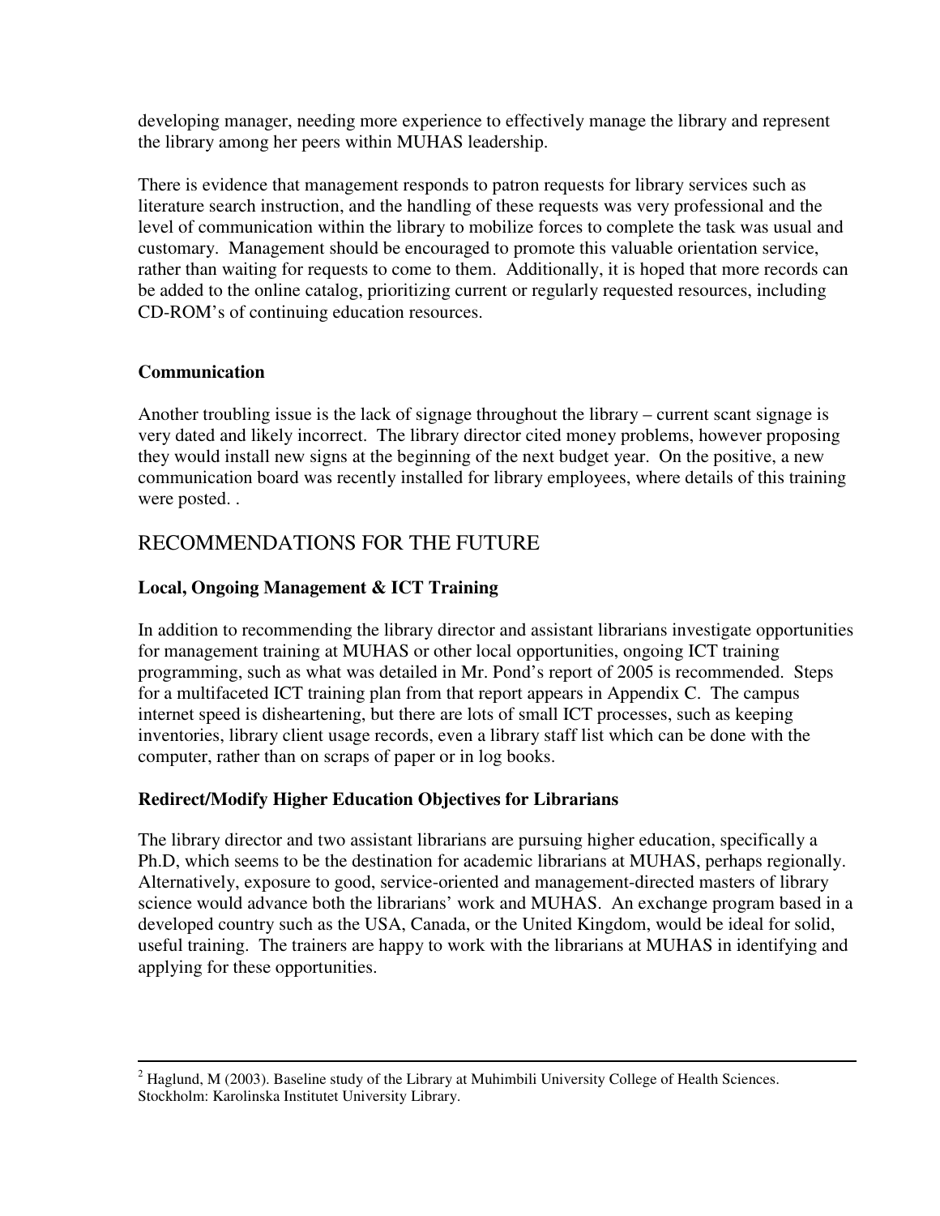developing manager, needing more experience to effectively manage the library and represent the library among her peers within MUHAS leadership.

There is evidence that management responds to patron requests for library services such as literature search instruction, and the handling of these requests was very professional and the level of communication within the library to mobilize forces to complete the task was usual and customary. Management should be encouraged to promote this valuable orientation service, rather than waiting for requests to come to them. Additionally, it is hoped that more records can be added to the online catalog, prioritizing current or regularly requested resources, including CD-ROM's of continuing education resources.

**Communication**

Another troubling issue is the lack of signage throughout the library – current scant signage is very dated and likely incorrect. The library director cited money problems, however proposing they would install new signs at the beginning of the next budget year. On the positive, a new communication board was recently installed for library employees, where details of this training were posted. .

## RECOMMENDATIONS FOR THE FUTURE

**Local, Ongoing Management & ICT Training**

In addition to recommending the library director and assistant librarians investigate opportunities for management training at MUHAS or other local opportunities, ongoing ICT training programming, such as what was detailed in Mr. Pond's report of 2005 is recommended. Steps for a multifaceted ICT training plan from that report appears in Appendix C. The campus internet speed is disheartening, but there are lots of small ICT processes, such as keeping inventories, library client usage records, even a library staff list which can be done with the computer, rather than on scraps of paper or in log books.

**Redirect/Modify Higher Education Objectives for Librarians**

The library director and two assistant librarians are pursuing higher education, specifically a Ph.D, which seems to be the destination for academic librarians at MUHAS, perhaps regionally. Alternatively, exposure to good, service-oriented and management-directed masters of library science would advance both the librarians' work and MUHAS. An exchange program based in a developed country such as the USA, Canada, or the United Kingdom, would be ideal for solid, useful training. The trainers are happy to work with the librarians at MUHAS in identifying and applying for these opportunities.

---

[2] Haglund, M (2003). Baseline study of the Library at Muhimbili University College of Health Sciences. Stockholm: Karolinska Institutet University Library.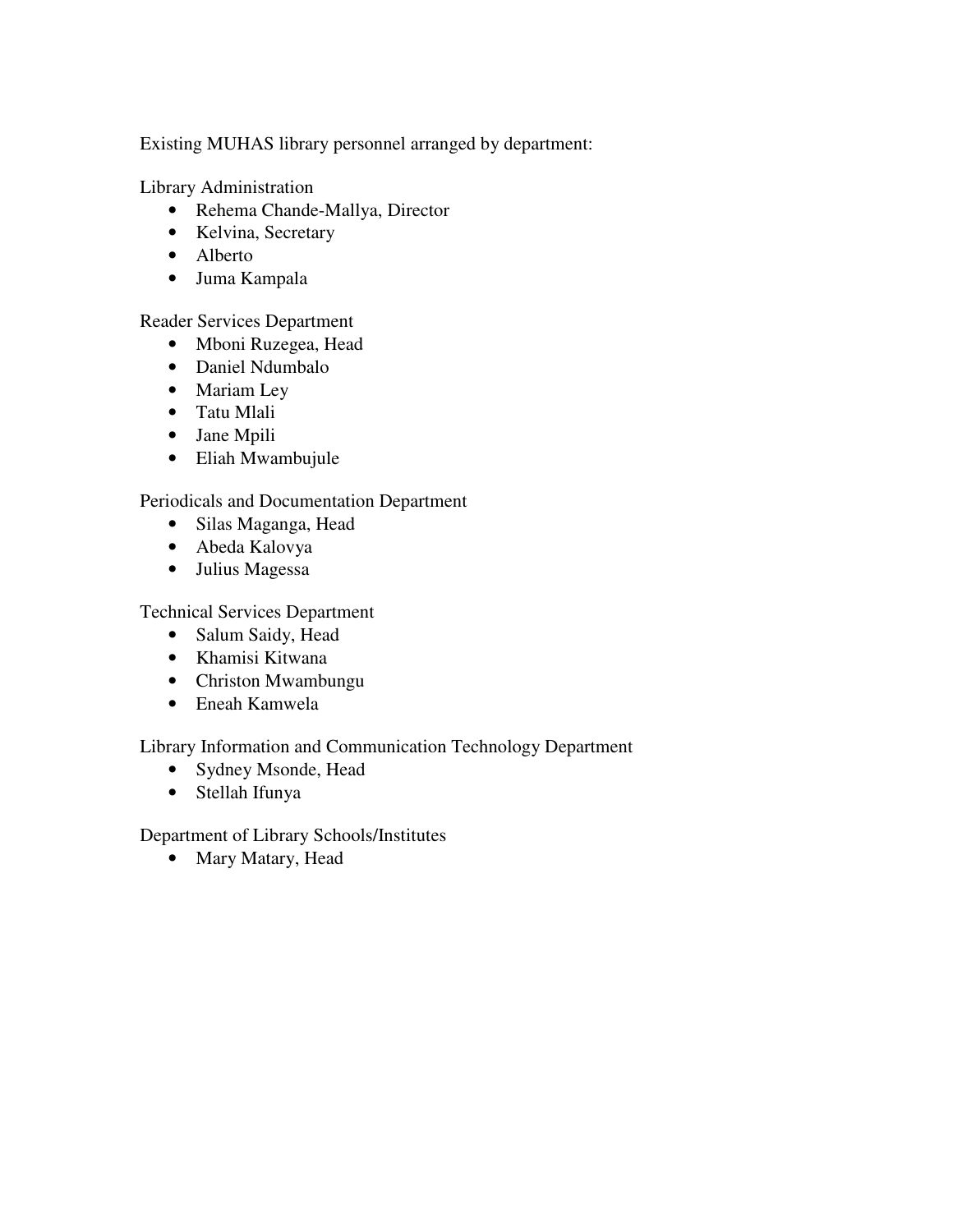Existing MUHAS library personnel arranged by department:

Library Administration

- Rehema Chande-Mallya, Director
- Kelvina, Secretary
- Alberto
- Juma Kampala

Reader Services Department

- Mboni Ruzegea, Head
- Daniel Ndumbalo
- Mariam Ley
- Tatu Mlali
- Jane Mpili
- Eliah Mwambujule

Periodicals and Documentation Department

- Silas Maganga, Head
- Abeda Kalovya
- Julius Magessa

Technical Services Department

- Salum Saidy, Head
- Khamisi Kitwana
- Christon Mwambungu
- Eneah Kamwela

Library Information and Communication Technology Department

- Sydney Msonde, Head
- Stellah Ifunya

Department of Library Schools/Institutes

- Mary Matary, Head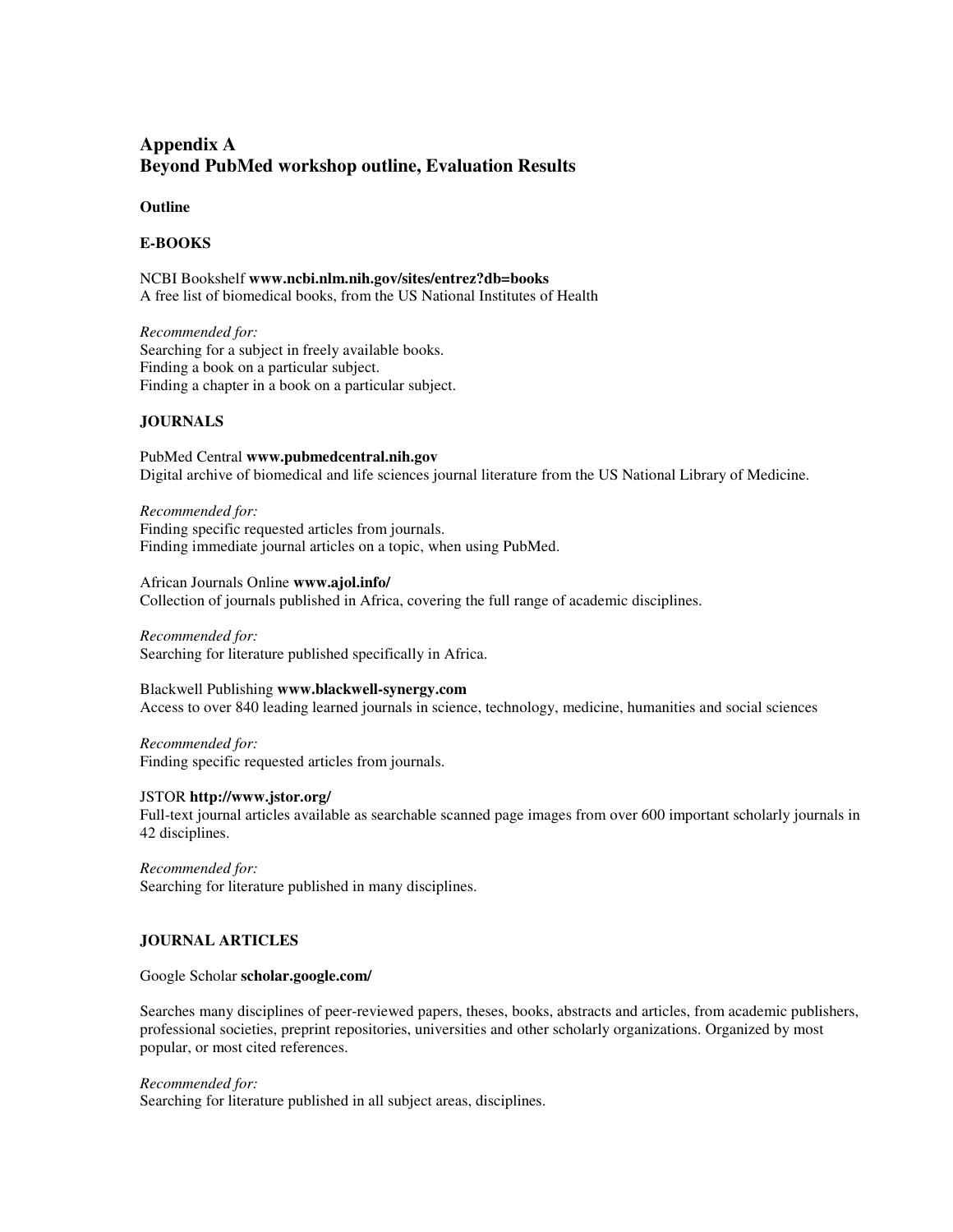# Appendix A
# Beyond PubMed workshop outline, Evaluation Results

**Outline**

**E-BOOKS**

NCBI Bookshelf **www.ncbi.nlm.nih.gov/sites/entrez?db=books**
A free list of biomedical books, from the US National Institutes of Health

*Recommended for:*
Searching for a subject in freely available books.
Finding a book on a particular subject.
Finding a chapter in a book on a particular subject.

**JOURNALS**

PubMed Central **www.pubmedcentral.nih.gov**
Digital archive of biomedical and life sciences journal literature from the US National Library of Medicine.

*Recommended for:*
Finding specific requested articles from journals.
Finding immediate journal articles on a topic, when using PubMed.

African Journals Online **www.ajol.info/**
Collection of journals published in Africa, covering the full range of academic disciplines.

*Recommended for:*
Searching for literature published specifically in Africa.

Blackwell Publishing **www.blackwell-synergy.com**
Access to over 840 leading learned journals in science, technology, medicine, humanities and social sciences

*Recommended for:*
Finding specific requested articles from journals.

JSTOR **http://www.jstor.org/**
Full-text journal articles available as searchable scanned page images from over 600 important scholarly journals in 42 disciplines.

*Recommended for:*
Searching for literature published in many disciplines.

**JOURNAL ARTICLES**

Google Scholar **scholar.google.com/**

Searches many disciplines of peer-reviewed papers, theses, books, abstracts and articles, from academic publishers, professional societies, preprint repositories, universities and other scholarly organizations. Organized by most popular, or most cited references.

*Recommended for:*
Searching for literature published in all subject areas, disciplines.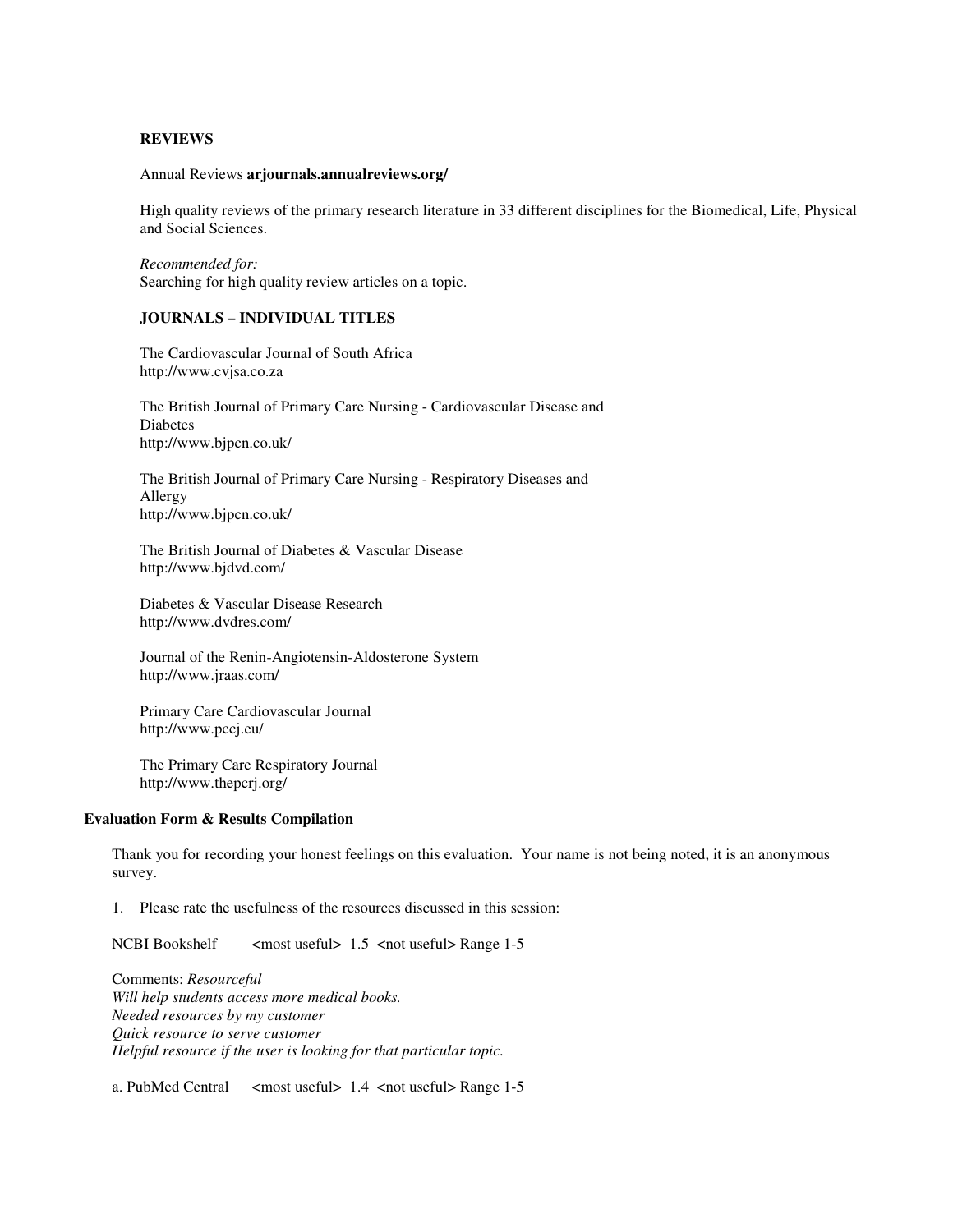**REVIEWS**

Annual Reviews **arjournals.annualreviews.org/**

High quality reviews of the primary research literature in 33 different disciplines for the Biomedical, Life, Physical and Social Sciences.

*Recommended for:*
Searching for high quality review articles on a topic.

**JOURNALS – INDIVIDUAL TITLES**

The Cardiovascular Journal of South Africa
http://www.cvjsa.co.za

The British Journal of Primary Care Nursing - Cardiovascular Disease and Diabetes
http://www.bjpcn.co.uk/

The British Journal of Primary Care Nursing - Respiratory Diseases and Allergy
http://www.bjpcn.co.uk/

The British Journal of Diabetes & Vascular Disease
http://www.bjdvd.com/

Diabetes & Vascular Disease Research
http://www.dvdres.com/

Journal of the Renin-Angiotensin-Aldosterone System
http://www.jraas.com/

Primary Care Cardiovascular Journal
http://www.pccj.eu/

The Primary Care Respiratory Journal
http://www.thepcrj.org/

**Evaluation Form & Results Compilation**

Thank you for recording your honest feelings on this evaluation. Your name is not being noted, it is an anonymous survey.

1. Please rate the usefulness of the resources discussed in this session:

NCBI Bookshelf <most useful> 1.5 <not useful> Range 1-5

Comments: *Resourceful*
*Will help students access more medical books.*
*Needed resources by my customer*
*Quick resource to serve customer*
*Helpful resource if the user is looking for that particular topic.*

a. PubMed Central <most useful> 1.4 <not useful> Range 1-5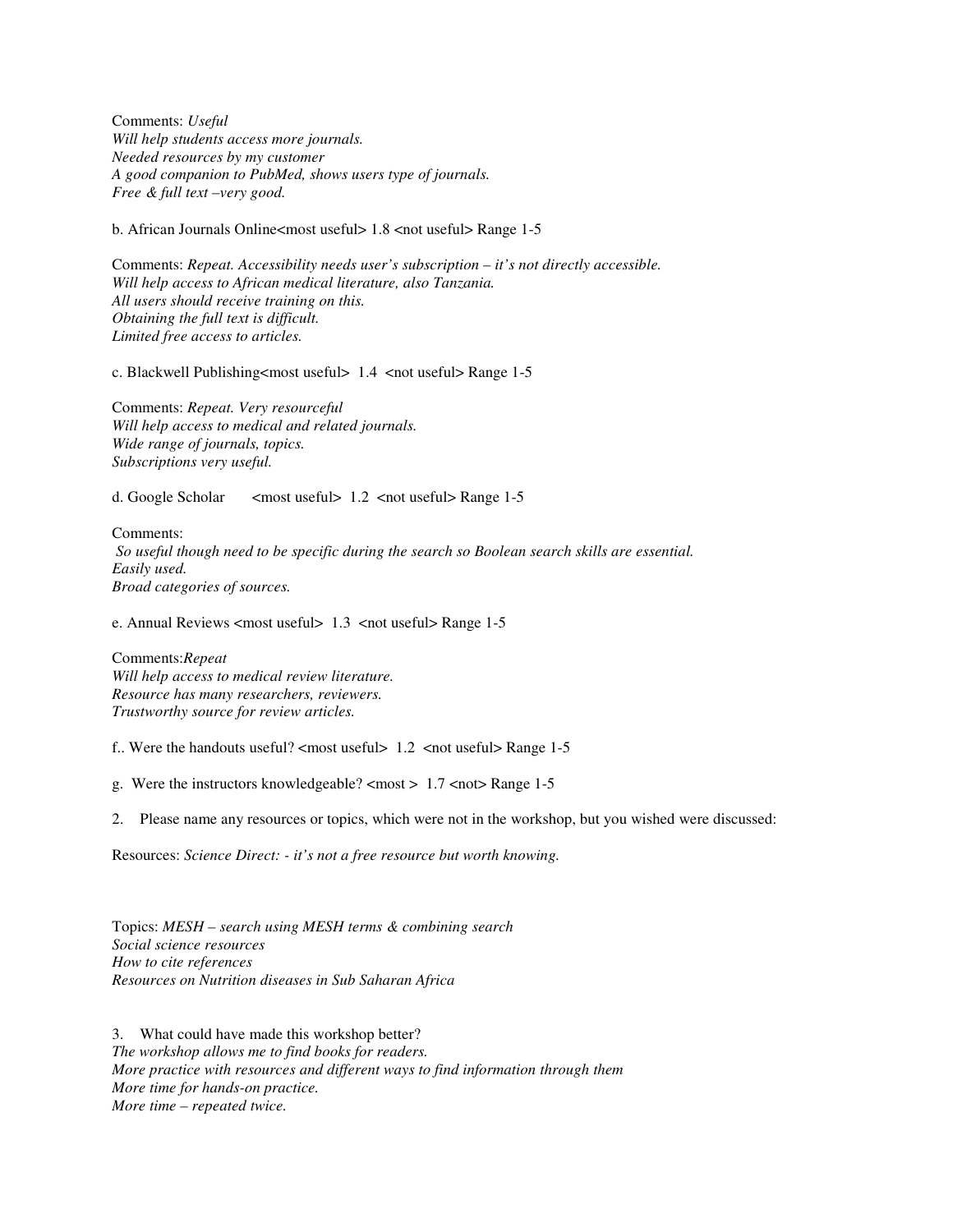Comments: *Useful*
*Will help students access more journals.*
*Needed resources by my customer*
*A good companion to PubMed, shows users type of journals.*
*Free & full text –very good.*

b. African Journals Online<most useful> 1.8 <not useful> Range 1-5

Comments: *Repeat. Accessibility needs user's subscription – it's not directly accessible.*
*Will help access to African medical literature, also Tanzania.*
*All users should receive training on this.*
*Obtaining the full text is difficult.*
*Limited free access to articles.*

c. Blackwell Publishing<most useful> 1.4 <not useful> Range 1-5

Comments: *Repeat. Very resourceful*
*Will help access to medical and related journals.*
*Wide range of journals, topics.*
*Subscriptions very useful.*

d. Google Scholar <most useful> 1.2 <not useful> Range 1-5

Comments:
*So useful though need to be specific during the search so Boolean search skills are essential.*
*Easily used.*
*Broad categories of sources.*

e. Annual Reviews <most useful> 1.3 <not useful> Range 1-5

Comments:*Repeat*
*Will help access to medical review literature.*
*Resource has many researchers, reviewers.*
*Trustworthy source for review articles.*

f.. Were the handouts useful? <most useful> 1.2 <not useful> Range 1-5

g. Were the instructors knowledgeable? <most > 1.7 <not> Range 1-5

2. Please name any resources or topics, which were not in the workshop, but you wished were discussed:

Resources: *Science Direct: - it's not a free resource but worth knowing.*

Topics: *MESH – search using MESH terms & combining search*
*Social science resources*
*How to cite references*
*Resources on Nutrition diseases in Sub Saharan Africa*

3. What could have made this workshop better?
*The workshop allows me to find books for readers.*
*More practice with resources and different ways to find information through them*
*More time for hands-on practice.*
*More time – repeated twice.*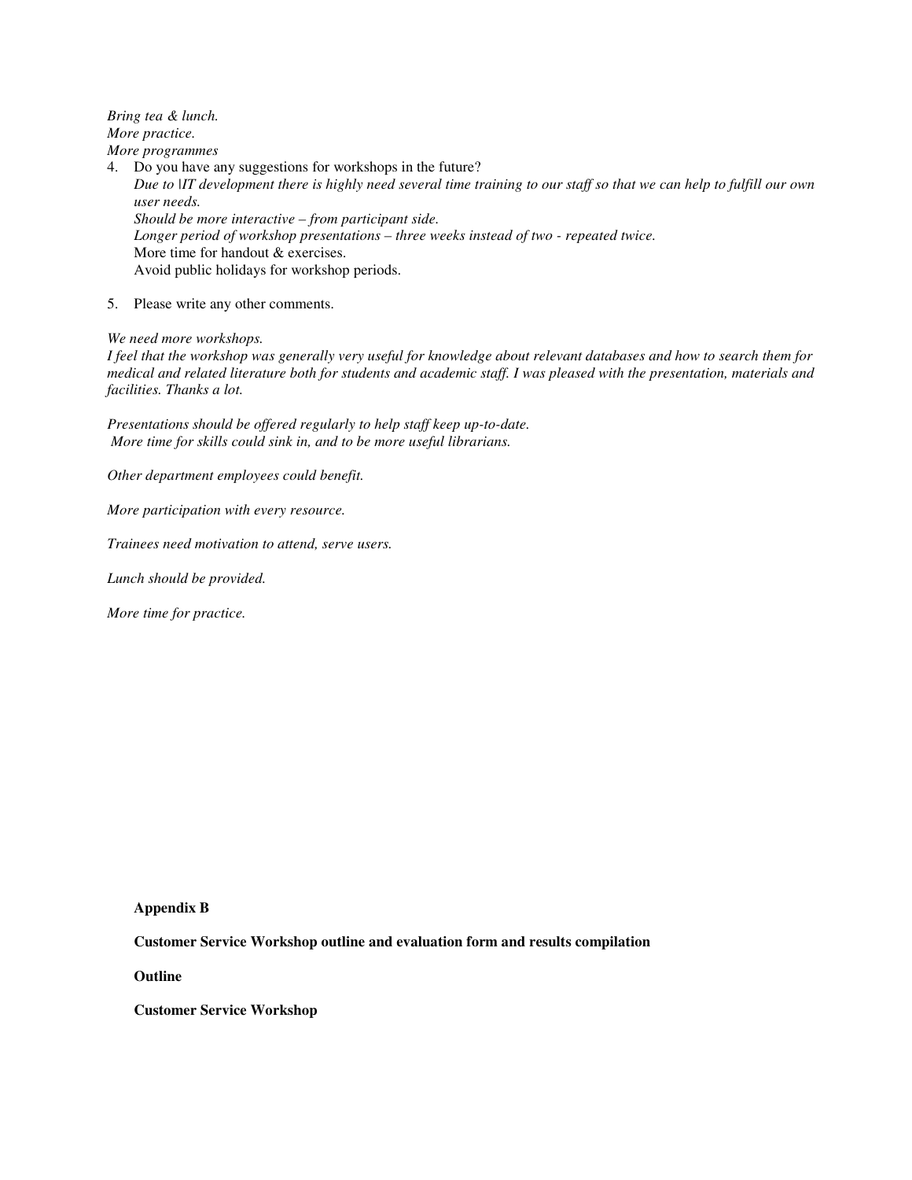*Bring tea & lunch.*
*More practice.*
*More programmes*

4. Do you have any suggestions for workshops in the future?
   *Due to |IT development there is highly need several time training to our staff so that we can help to fulfill our own user needs.*
   *Should be more interactive – from participant side.*
   *Longer period of workshop presentations – three weeks instead of two - repeated twice.*
   More time for handout & exercises.
   Avoid public holidays for workshop periods.

5. Please write any other comments.

*We need more workshops.*
*I feel that the workshop was generally very useful for knowledge about relevant databases and how to search them for medical and related literature both for students and academic staff. I was pleased with the presentation, materials and facilities. Thanks a lot.*

*Presentations should be offered regularly to help staff keep up-to-date.*
*More time for skills could sink in, and to be more useful librarians.*

*Other department employees could benefit.*

*More participation with every resource.*

*Trainees need motivation to attend, serve users.*

*Lunch should be provided.*

*More time for practice.*

**Appendix B**

**Customer Service Workshop outline and evaluation form and results compilation**

**Outline**

**Customer Service Workshop**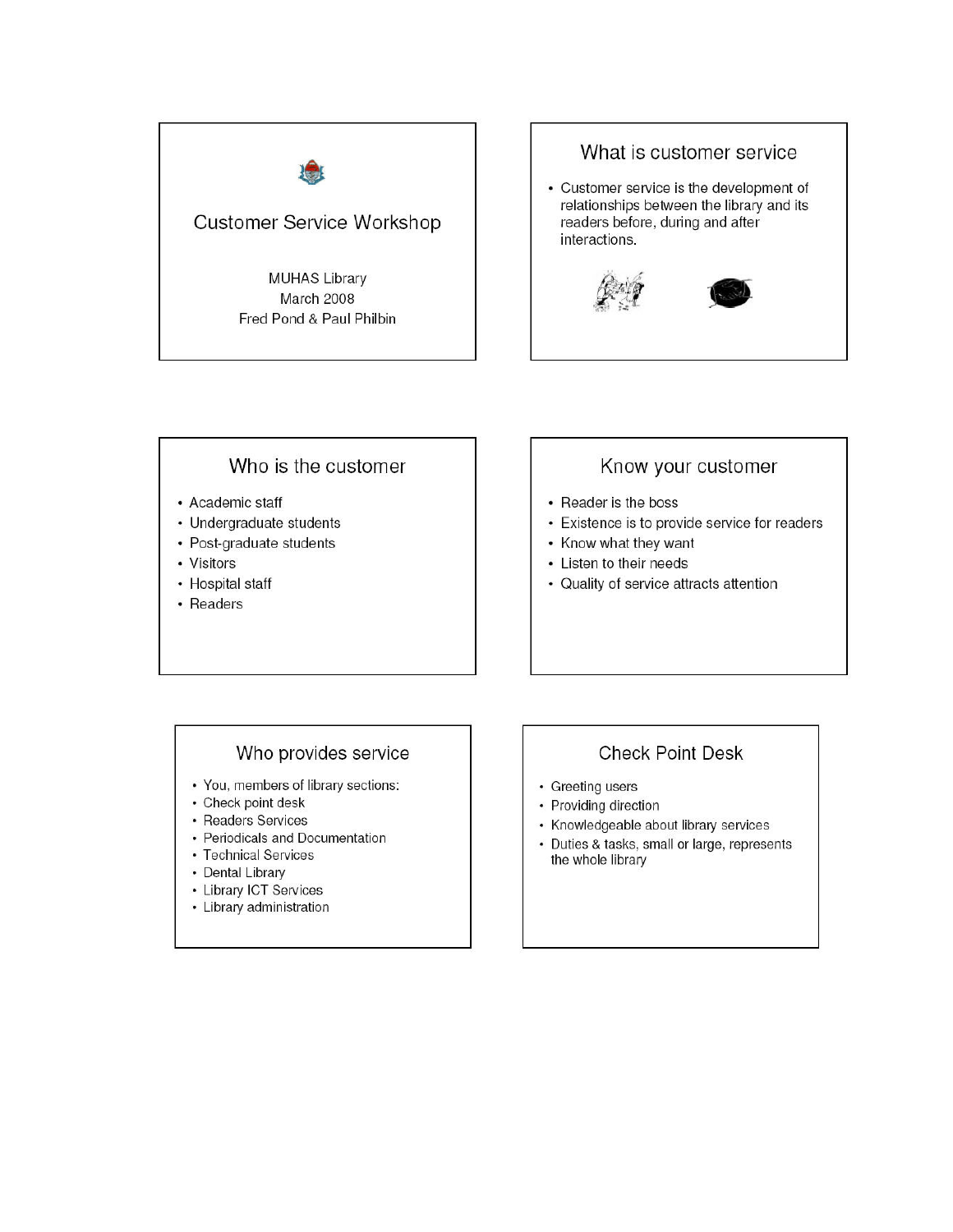## Customer Service Workshop

MUHAS Library
March 2008
Fred Pond & Paul Philbin

## What is customer service

- Customer service is the development of relationships between the library and its readers before, during and after interactions.

## Who is the customer

- Academic staff
- Undergraduate students
- Post-graduate students
- Visitors
- Hospital staff
- Readers

## Know your customer

- Reader is the boss
- Existence is to provide service for readers
- Know what they want
- Listen to their needs
- Quality of service attracts attention

## Who provides service

- You, members of library sections:
- Check point desk
- Readers Services
- Periodicals and Documentation
- Technical Services
- Dental Library
- Library ICT Services
- Library administration

## Check Point Desk

- Greeting users
- Providing direction
- Knowledgeable about library services
- Duties & tasks, small or large, represents the whole library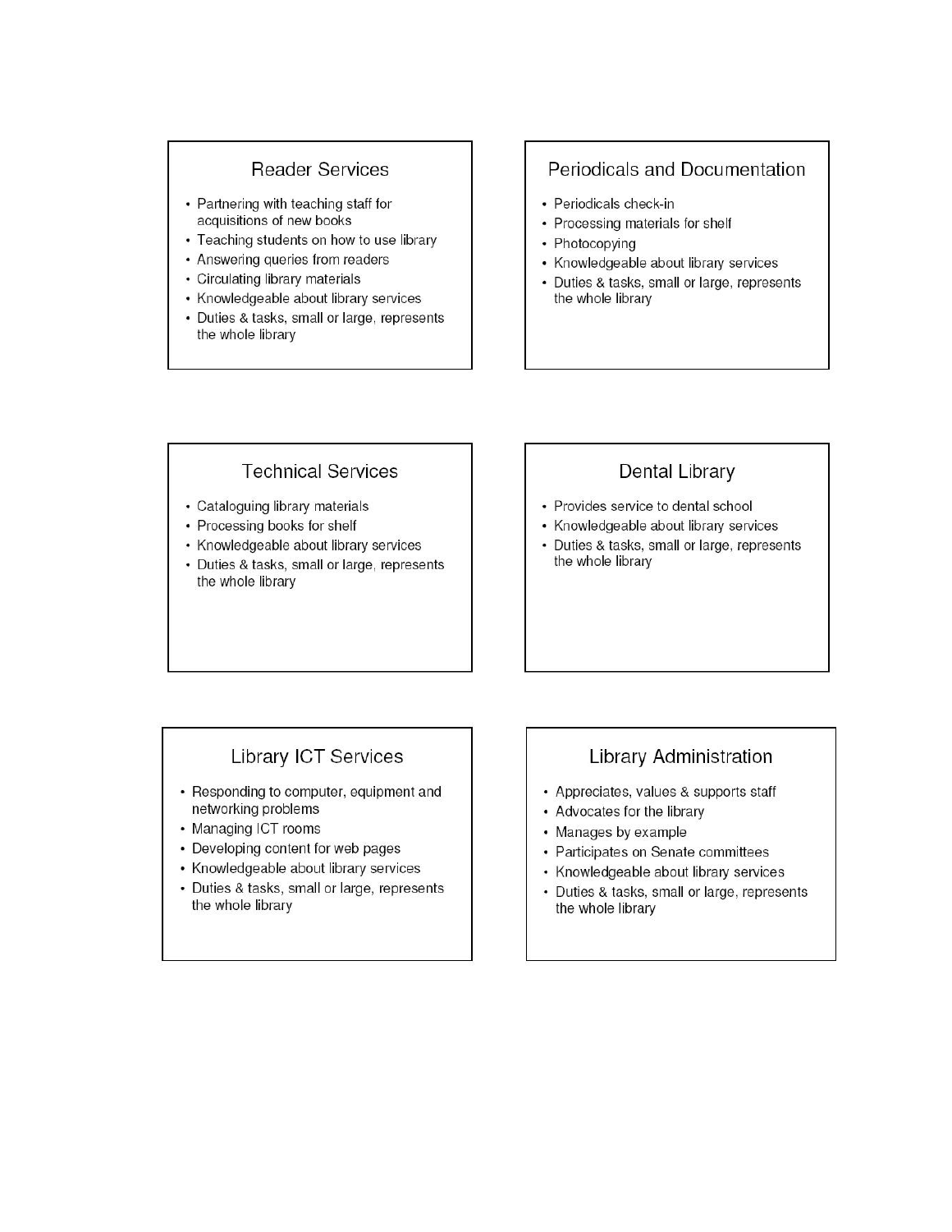## Reader Services

- Partnering with teaching staff for acquisitions of new books
- Teaching students on how to use library
- Answering queries from readers
- Circulating library materials
- Knowledgeable about library services
- Duties & tasks, small or large, represents the whole library

## Periodicals and Documentation

- Periodicals check-in
- Processing materials for shelf
- Photocopying
- Knowledgeable about library services
- Duties & tasks, small or large, represents the whole library

## Technical Services

- Cataloguing library materials
- Processing books for shelf
- Knowledgeable about library services
- Duties & tasks, small or large, represents the whole library

## Dental Library

- Provides service to dental school
- Knowledgeable about library services
- Duties & tasks, small or large, represents the whole library

## Library ICT Services

- Responding to computer, equipment and networking problems
- Managing ICT rooms
- Developing content for web pages
- Knowledgeable about library services
- Duties & tasks, small or large, represents the whole library

## Library Administration

- Appreciates, values & supports staff
- Advocates for the library
- Manages by example
- Participates on Senate committees
- Knowledgeable about library services
- Duties & tasks, small or large, represents the whole library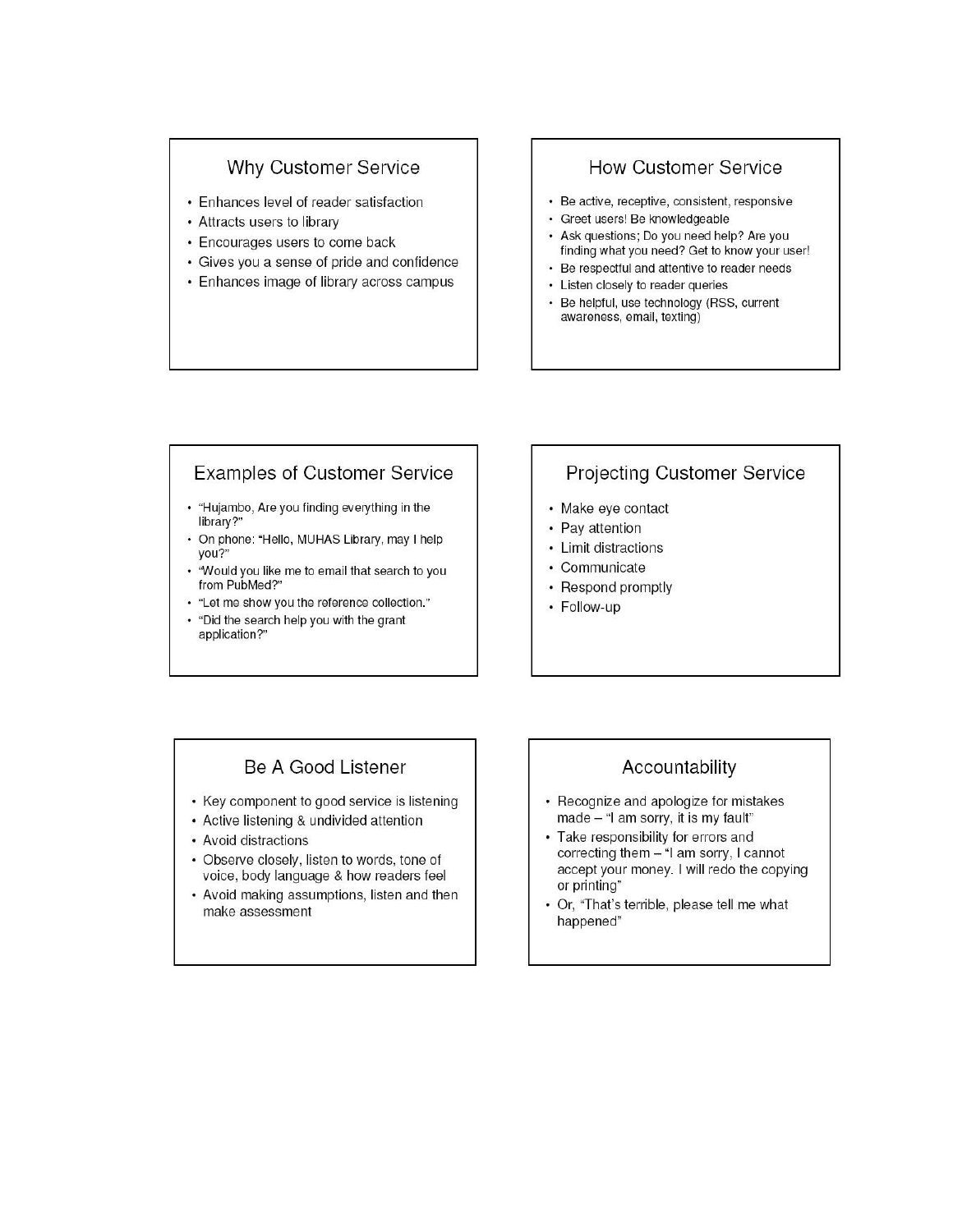## Why Customer Service

- Enhances level of reader satisfaction
- Attracts users to library
- Encourages users to come back
- Gives you a sense of pride and confidence
- Enhances image of library across campus

## How Customer Service

- Be active, receptive, consistent, responsive
- Greet users! Be knowledgeable
- Ask questions; Do you need help? Are you finding what you need? Get to know your user!
- Be respectful and attentive to reader needs
- Listen closely to reader queries
- Be helpful, use technology (RSS, current awareness, email, texting)

## Examples of Customer Service

- "Hujambo, Are you finding everything in the library?"
- On phone: "Hello, MUHAS Library, may I help you?"
- "Would you like me to email that search to you from PubMed?"
- "Let me show you the reference collection."
- "Did the search help you with the grant application?"

## Projecting Customer Service

- Make eye contact
- Pay attention
- Limit distractions
- Communicate
- Respond promptly
- Follow-up

## Be A Good Listener

- Key component to good service is listening
- Active listening & undivided attention
- Avoid distractions
- Observe closely, listen to words, tone of voice, body language & how readers feel
- Avoid making assumptions, listen and then make assessment

## Accountability

- Recognize and apologize for mistakes made – "I am sorry, it is my fault"
- Take responsibility for errors and correcting them – "I am sorry, I cannot accept your money. I will redo the copying or printing"
- Or, "That's terrible, please tell me what happened"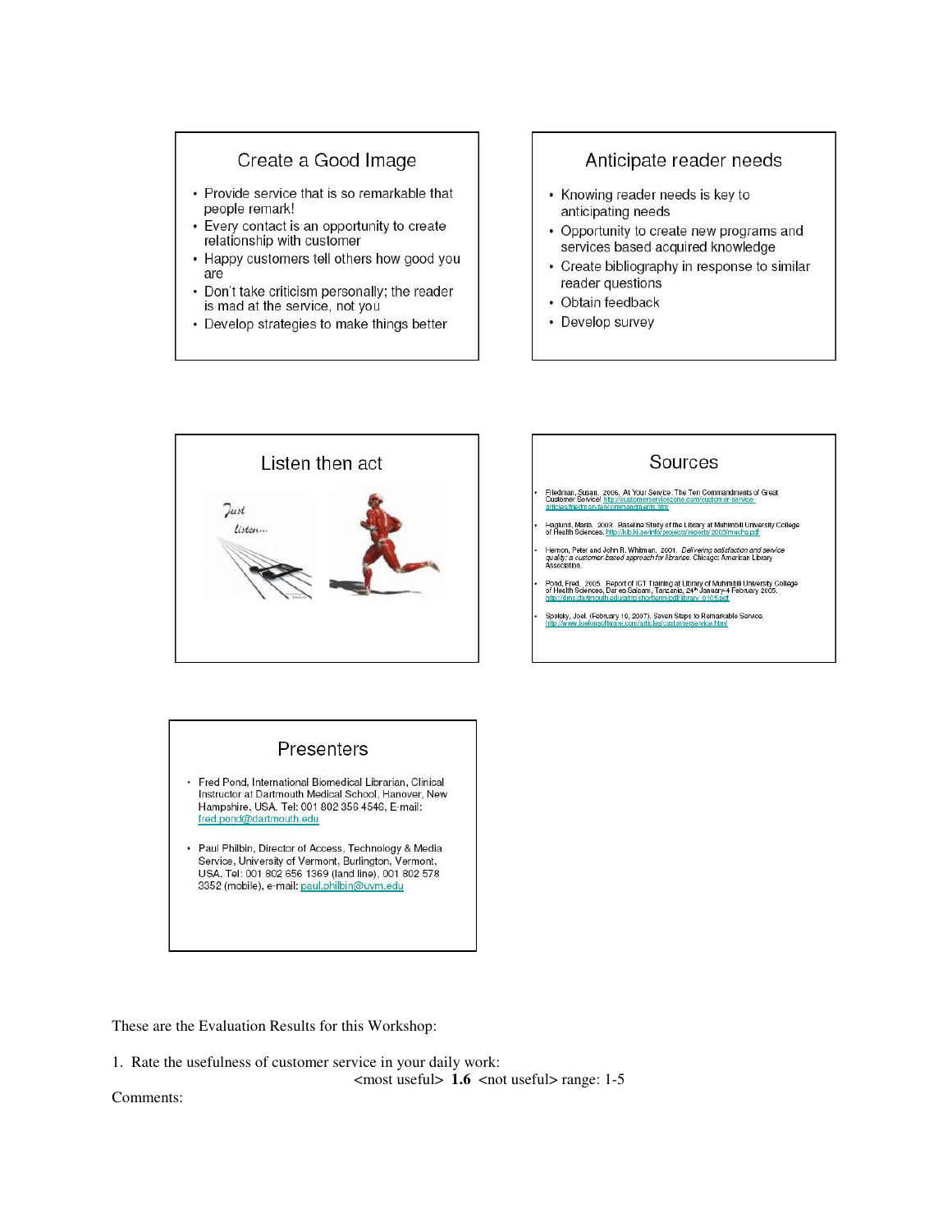## Create a Good Image

- Provide service that is so remarkable that people remark!
- Every contact is an opportunity to create relationship with customer
- Happy customers tell others how good you are
- Don't take criticism personally; the reader is mad at the service, not you
- Develop strategies to make things better

## Anticipate reader needs

- Knowing reader needs is key to anticipating needs
- Opportunity to create new programs and services based acquired knowledge
- Create bibliography in response to similar reader questions
- Obtain feedback
- Develop survey

## Listen then act

Just listen...

## Sources

- Friedman, Susan. 2006. At Your Service: The Ten Commandments of Great Customer Service! http://customerservicezone.com/customer-service-articles/friedman-tencommandments.htm
- Haglund, Maria. 2003. Baseline Study of the Library at Muhimbili University College of Health Sciences. http://kib.ki.se/info/projects/reports/2003muchs.pdf
- Hernon, Peter and John R. Whitman. 2001. *Delivering satisfaction and service quality: a customer-based approach for libraries*. Chicago: American Library Association.
- Pond, Fred. 2005. Report of ICT Training at Library of Muhimbili University College of Health Sciences, Dar es Salaam, Tanzania, 24th January-4 February 2005. http://dms.dartmouth.edu/atrs/shortterm/pdf/library_0105.pdf
- Spolsky, Joel. (February 10, 2007). Seven Steps to Remarkable Service. http://www.joelonsoftware.com/articles/customerservice.html

## Presenters

- Fred Pond, International Biomedical Librarian, Clinical Instructor at Dartmouth Medical School, Hanover, New Hampshire, USA. Tel: 001 802 356 4546, E-mail: fred.pond@dartmouth.edu
- Paul Philbin, Director of Access, Technology & Media Service, University of Vermont, Burlington, Vermont, USA. Tel: 001 802 656 1369 (land line), 001 802 578 3352 (mobile), e-mail: paul.philbin@uvm.edu

These are the Evaluation Results for this Workshop:

1. Rate the usefulness of customer service in your daily work:

<most useful> **1.6** <not useful> range: 1-5

Comments: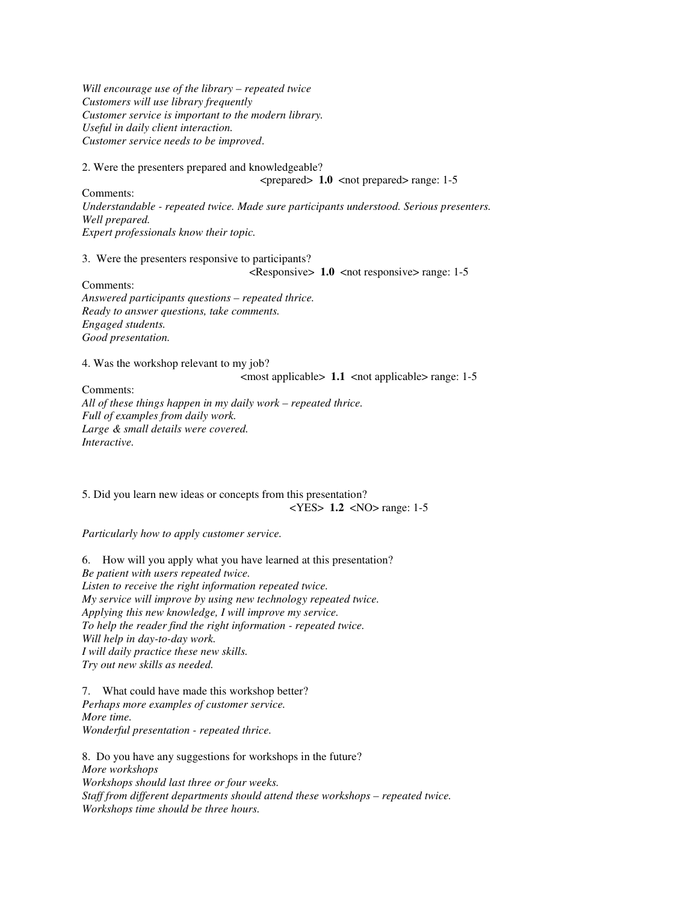*Will encourage use of the library – repeated twice*
*Customers will use library frequently*
*Customer service is important to the modern library.*
*Useful in daily client interaction.*
*Customer service needs to be improved*.

2. Were the presenters prepared and knowledgeable?

<prepared> **1.0** <not prepared> range: 1-5

Comments:
*Understandable - repeated twice. Made sure participants understood. Serious presenters.*
*Well prepared.*
*Expert professionals know their topic.*

3. Were the presenters responsive to participants?

<Responsive> **1.0** <not responsive> range: 1-5

Comments:
*Answered participants questions – repeated thrice.*
*Ready to answer questions, take comments.*
*Engaged students.*
*Good presentation.*

4. Was the workshop relevant to my job?

<most applicable> **1.1** <not applicable> range: 1-5

Comments:
*All of these things happen in my daily work – repeated thrice.*
*Full of examples from daily work.*
*Large & small details were covered.*
*Interactive.*

5. Did you learn new ideas or concepts from this presentation?

<YES> **1.2** <NO> range: 1-5

*Particularly how to apply customer service.*

6. How will you apply what you have learned at this presentation?
*Be patient with users repeated twice.*
*Listen to receive the right information repeated twice.*
*My service will improve by using new technology repeated twice.*
*Applying this new knowledge, I will improve my service.*
*To help the reader find the right information - repeated twice.*
*Will help in day-to-day work.*
*I will daily practice these new skills.*
*Try out new skills as needed.*

7. What could have made this workshop better?
*Perhaps more examples of customer service.*
*More time.*
*Wonderful presentation - repeated thrice.*

8. Do you have any suggestions for workshops in the future?
*More workshops*
*Workshops should last three or four weeks.*
*Staff from different departments should attend these workshops – repeated twice.*
*Workshops time should be three hours.*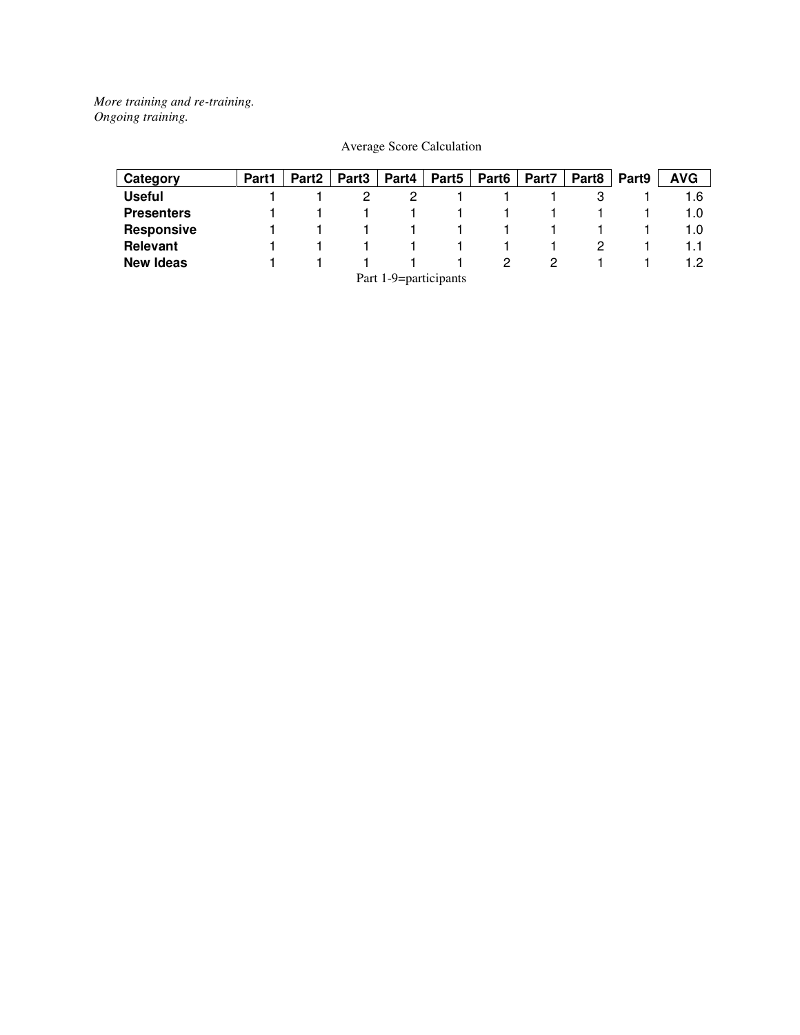*More training and re-training.*
*Ongoing training.*

Average Score Calculation

| Category | Part1 | Part2 | Part3 | Part4 | Part5 | Part6 | Part7 | Part8 | Part9 | AVG |
|---|---|---|---|---|---|---|---|---|---|---|
| **Useful** | 1 | 1 | 2 | 2 | 1 | 1 | 1 | 3 | 1 | 1.6 |
| **Presenters** | 1 | 1 | 1 | 1 | 1 | 1 | 1 | 1 | 1 | 1.0 |
| **Responsive** | 1 | 1 | 1 | 1 | 1 | 1 | 1 | 1 | 1 | 1.0 |
| **Relevant** | 1 | 1 | 1 | 1 | 1 | 1 | 1 | 2 | 1 | 1.1 |
| **New Ideas** | 1 | 1 | 1 | 1 | 1 | 2 | 2 | 1 | 1 | 1.2 |

Part 1-9=participants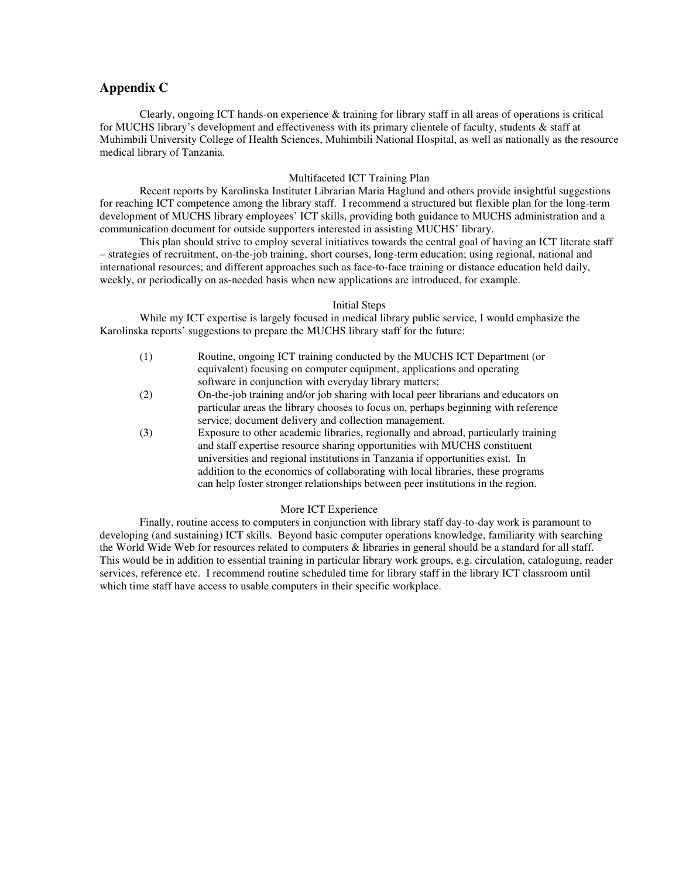## Appendix C

Clearly, ongoing ICT hands-on experience & training for library staff in all areas of operations is critical for MUCHS library's development and effectiveness with its primary clientele of faculty, students & staff at Muhimbili University College of Health Sciences, Muhimbili National Hospital, as well as nationally as the resource medical library of Tanzania.

### Multifaceted ICT Training Plan

Recent reports by Karolinska Institutet Librarian Maria Haglund and others provide insightful suggestions for reaching ICT competence among the library staff. I recommend a structured but flexible plan for the long-term development of MUCHS library employees' ICT skills, providing both guidance to MUCHS administration and a communication document for outside supporters interested in assisting MUCHS' library.

This plan should strive to employ several initiatives towards the central goal of having an ICT literate staff – strategies of recruitment, on-the-job training, short courses, long-term education; using regional, national and international resources; and different approaches such as face-to-face training or distance education held daily, weekly, or periodically on as-needed basis when new applications are introduced, for example.

### Initial Steps

While my ICT expertise is largely focused in medical library public service, I would emphasize the Karolinska reports' suggestions to prepare the MUCHS library staff for the future:

(1) Routine, ongoing ICT training conducted by the MUCHS ICT Department (or equivalent) focusing on computer equipment, applications and operating software in conjunction with everyday library matters;

(2) On-the-job training and/or job sharing with local peer librarians and educators on particular areas the library chooses to focus on, perhaps beginning with reference service, document delivery and collection management.

(3) Exposure to other academic libraries, regionally and abroad, particularly training and staff expertise resource sharing opportunities with MUCHS constituent universities and regional institutions in Tanzania if opportunities exist. In addition to the economics of collaborating with local libraries, these programs can help foster stronger relationships between peer institutions in the region.

### More ICT Experience

Finally, routine access to computers in conjunction with library staff day-to-day work is paramount to developing (and sustaining) ICT skills. Beyond basic computer operations knowledge, familiarity with searching the World Wide Web for resources related to computers & libraries in general should be a standard for all staff. This would be in addition to essential training in particular library work groups, e.g. circulation, cataloguing, reader services, reference etc. I recommend routine scheduled time for library staff in the library ICT classroom until which time staff have access to usable computers in their specific workplace.